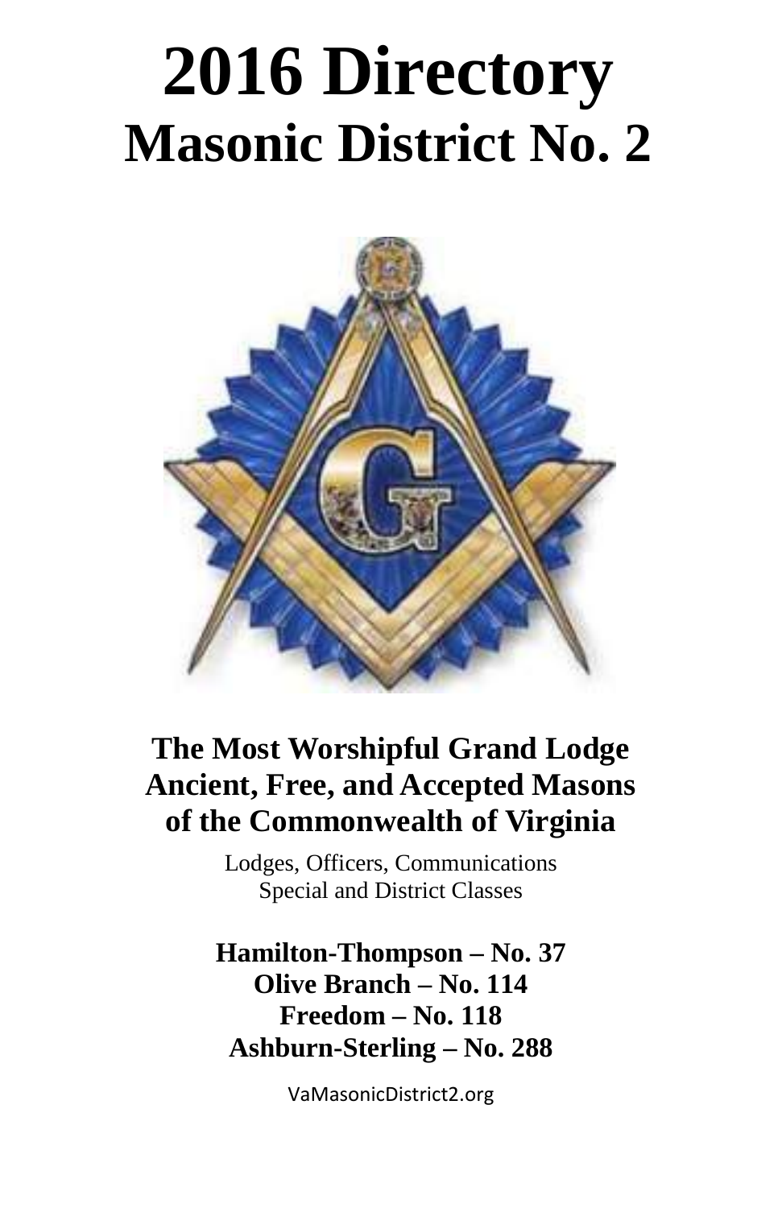# 2016 Directory

# Masonic District No. 2

**The Most Worshipful Grand Lodge**
**Ancient, Free, and Accepted Masons**
**of the Commonwealth of Virginia**

Lodges, Officers, Communications
Special and District Classes

**Hamilton-Thompson – No. 37**
**Olive Branch – No. 114**
**Freedom – No. 118**
**Ashburn-Sterling – No. 288**

VaMasonicDistrict2.org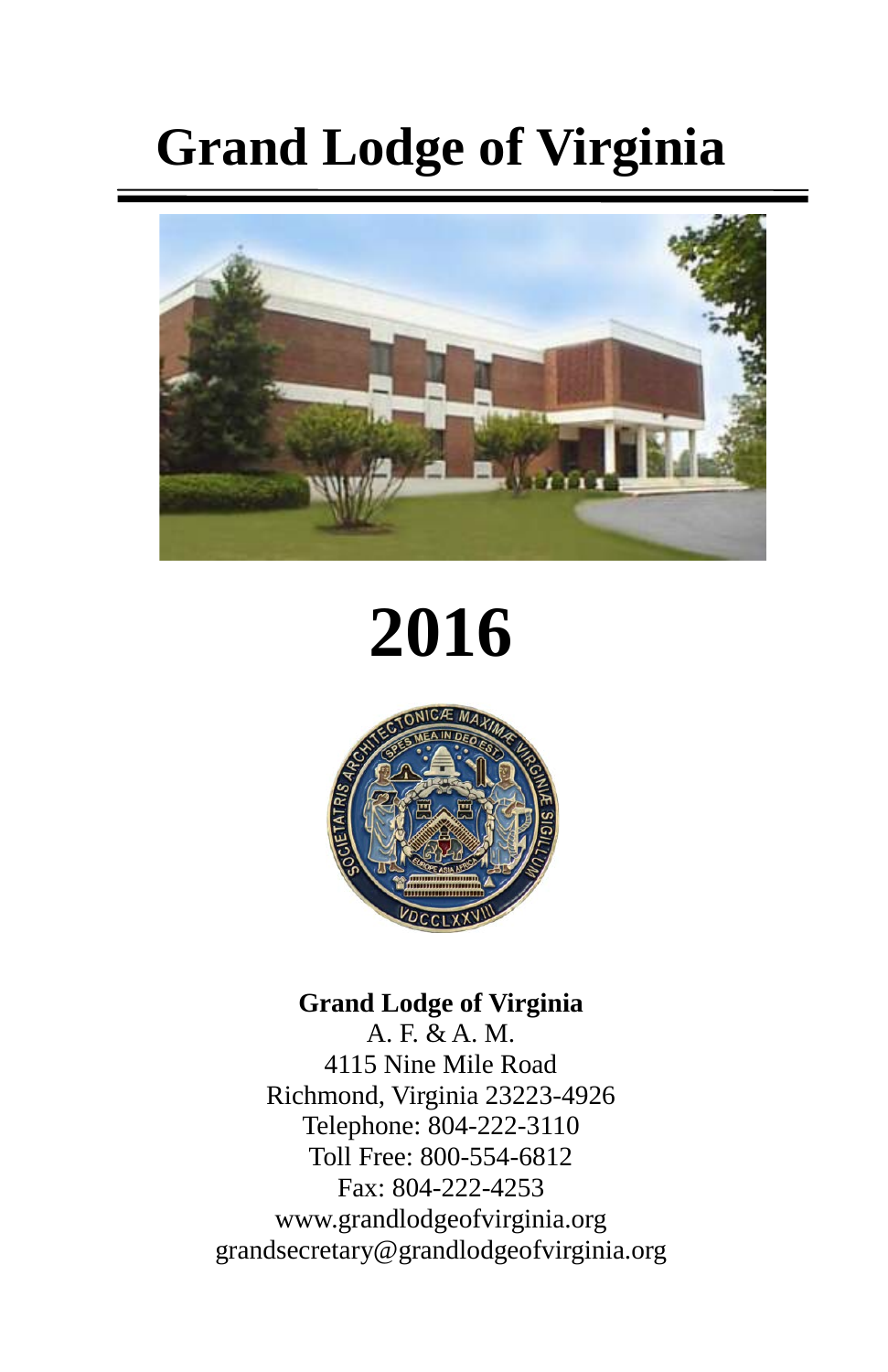# Grand Lodge of Virginia

# 2016

**Grand Lodge of Virginia**
A. F. & A. M.
4115 Nine Mile Road
Richmond, Virginia 23223-4926
Telephone: 804-222-3110
Toll Free: 800-554-6812
Fax: 804-222-4253
www.grandlodgeofvirginia.org
grandsecretary@grandlodgeofvirginia.org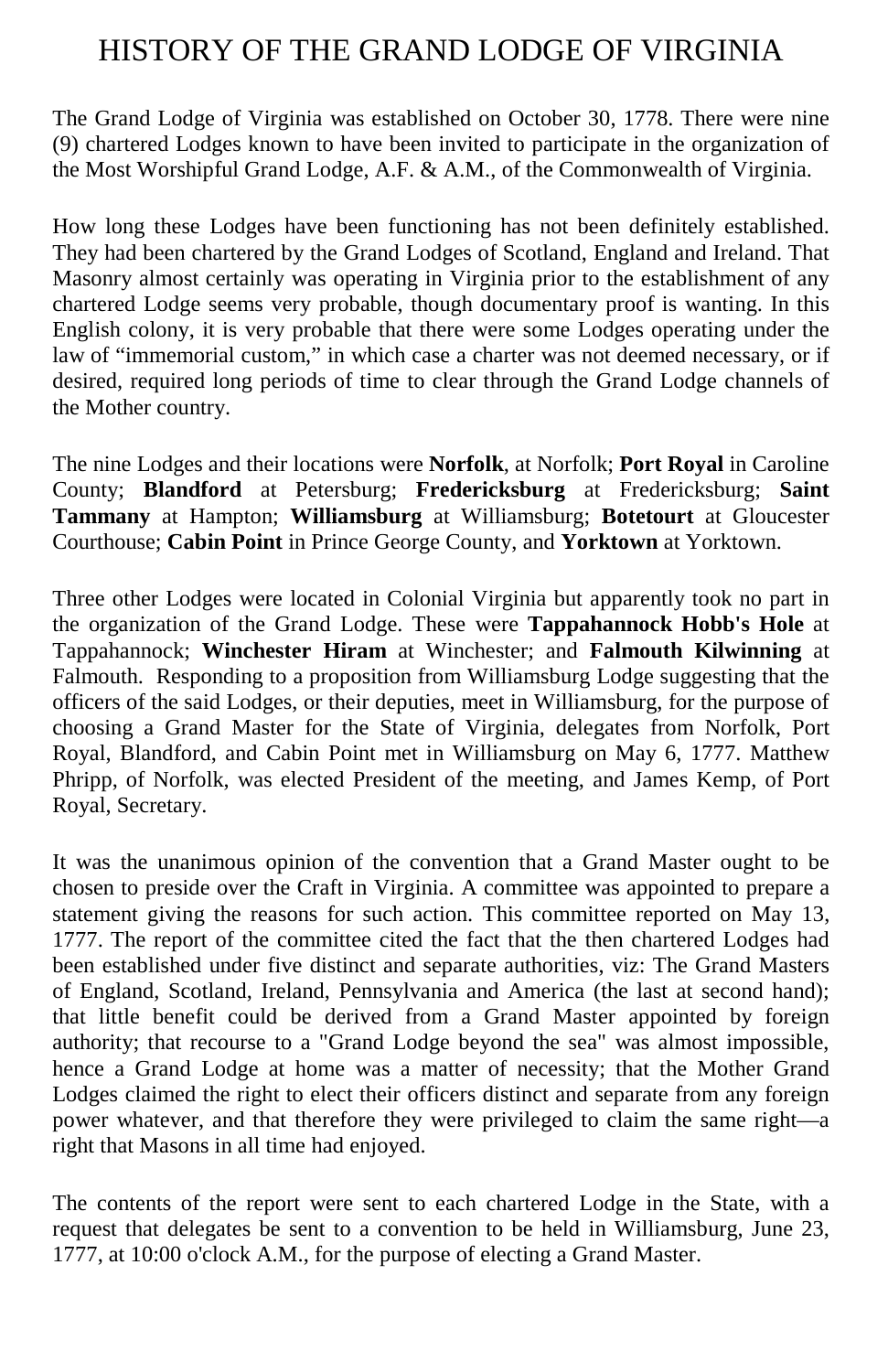# HISTORY OF THE GRAND LODGE OF VIRGINIA

The Grand Lodge of Virginia was established on October 30, 1778. There were nine (9) chartered Lodges known to have been invited to participate in the organization of the Most Worshipful Grand Lodge, A.F. & A.M., of the Commonwealth of Virginia.

How long these Lodges have been functioning has not been definitely established. They had been chartered by the Grand Lodges of Scotland, England and Ireland. That Masonry almost certainly was operating in Virginia prior to the establishment of any chartered Lodge seems very probable, though documentary proof is wanting. In this English colony, it is very probable that there were some Lodges operating under the law of "immemorial custom," in which case a charter was not deemed necessary, or if desired, required long periods of time to clear through the Grand Lodge channels of the Mother country.

The nine Lodges and their locations were **Norfolk**, at Norfolk; **Port Royal** in Caroline County; **Blandford** at Petersburg; **Fredericksburg** at Fredericksburg; **Saint Tammany** at Hampton; **Williamsburg** at Williamsburg; **Botetourt** at Gloucester Courthouse; **Cabin Point** in Prince George County, and **Yorktown** at Yorktown.

Three other Lodges were located in Colonial Virginia but apparently took no part in the organization of the Grand Lodge. These were **Tappahannock Hobb's Hole** at Tappahannock; **Winchester Hiram** at Winchester; and **Falmouth Kilwinning** at Falmouth. Responding to a proposition from Williamsburg Lodge suggesting that the officers of the said Lodges, or their deputies, meet in Williamsburg, for the purpose of choosing a Grand Master for the State of Virginia, delegates from Norfolk, Port Royal, Blandford, and Cabin Point met in Williamsburg on May 6, 1777. Matthew Phripp, of Norfolk, was elected President of the meeting, and James Kemp, of Port Royal, Secretary.

It was the unanimous opinion of the convention that a Grand Master ought to be chosen to preside over the Craft in Virginia. A committee was appointed to prepare a statement giving the reasons for such action. This committee reported on May 13, 1777. The report of the committee cited the fact that the then chartered Lodges had been established under five distinct and separate authorities, viz: The Grand Masters of England, Scotland, Ireland, Pennsylvania and America (the last at second hand); that little benefit could be derived from a Grand Master appointed by foreign authority; that recourse to a "Grand Lodge beyond the sea" was almost impossible, hence a Grand Lodge at home was a matter of necessity; that the Mother Grand Lodges claimed the right to elect their officers distinct and separate from any foreign power whatever, and that therefore they were privileged to claim the same right—a right that Masons in all time had enjoyed.

The contents of the report were sent to each chartered Lodge in the State, with a request that delegates be sent to a convention to be held in Williamsburg, June 23, 1777, at 10:00 o'clock A.M., for the purpose of electing a Grand Master.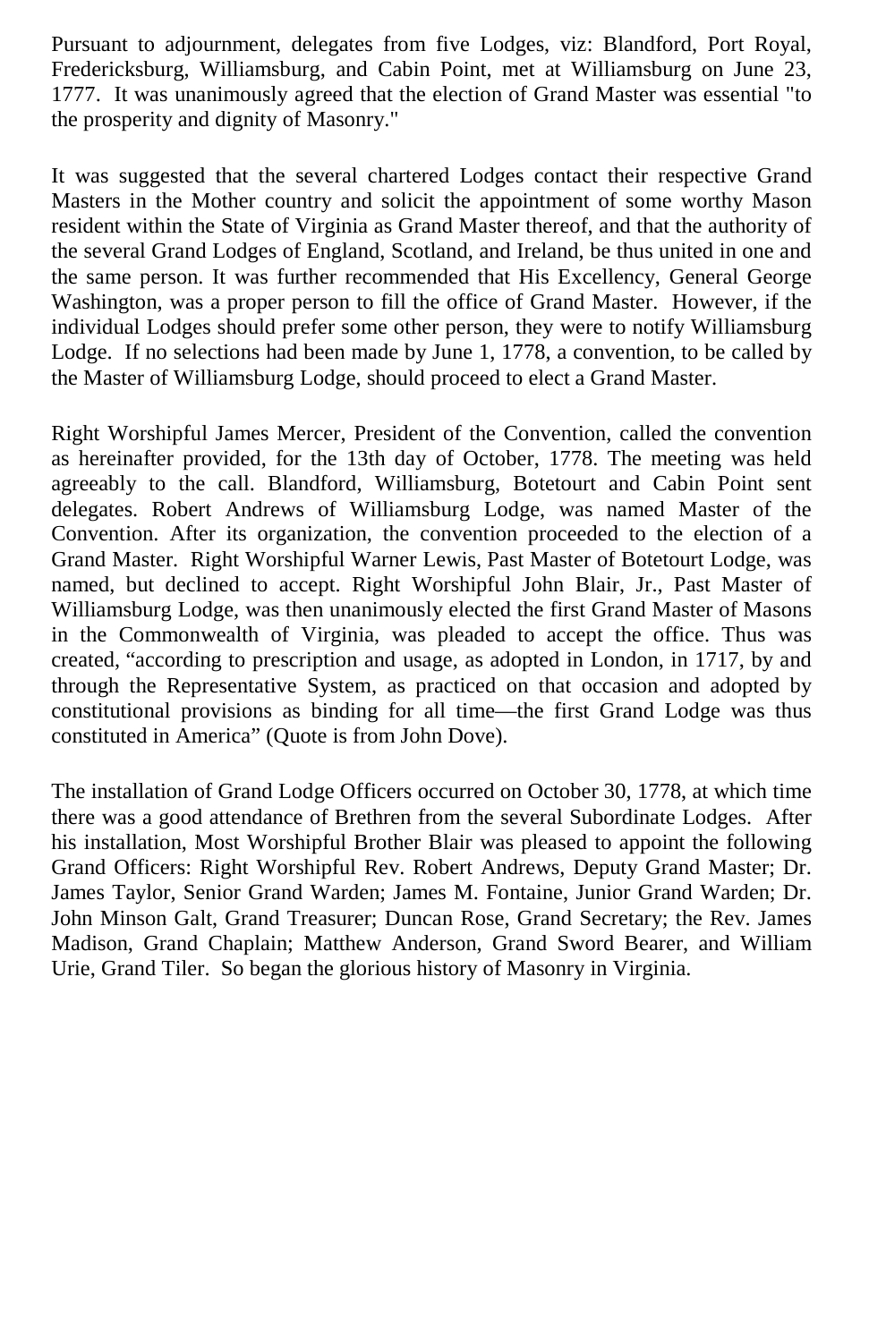Pursuant to adjournment, delegates from five Lodges, viz: Blandford, Port Royal, Fredericksburg, Williamsburg, and Cabin Point, met at Williamsburg on June 23, 1777. It was unanimously agreed that the election of Grand Master was essential "to the prosperity and dignity of Masonry."

It was suggested that the several chartered Lodges contact their respective Grand Masters in the Mother country and solicit the appointment of some worthy Mason resident within the State of Virginia as Grand Master thereof, and that the authority of the several Grand Lodges of England, Scotland, and Ireland, be thus united in one and the same person. It was further recommended that His Excellency, General George Washington, was a proper person to fill the office of Grand Master. However, if the individual Lodges should prefer some other person, they were to notify Williamsburg Lodge. If no selections had been made by June 1, 1778, a convention, to be called by the Master of Williamsburg Lodge, should proceed to elect a Grand Master.

Right Worshipful James Mercer, President of the Convention, called the convention as hereinafter provided, for the 13th day of October, 1778. The meeting was held agreeably to the call. Blandford, Williamsburg, Botetourt and Cabin Point sent delegates. Robert Andrews of Williamsburg Lodge, was named Master of the Convention. After its organization, the convention proceeded to the election of a Grand Master. Right Worshipful Warner Lewis, Past Master of Botetourt Lodge, was named, but declined to accept. Right Worshipful John Blair, Jr., Past Master of Williamsburg Lodge, was then unanimously elected the first Grand Master of Masons in the Commonwealth of Virginia, was pleaded to accept the office. Thus was created, "according to prescription and usage, as adopted in London, in 1717, by and through the Representative System, as practiced on that occasion and adopted by constitutional provisions as binding for all time—the first Grand Lodge was thus constituted in America" (Quote is from John Dove).

The installation of Grand Lodge Officers occurred on October 30, 1778, at which time there was a good attendance of Brethren from the several Subordinate Lodges. After his installation, Most Worshipful Brother Blair was pleased to appoint the following Grand Officers: Right Worshipful Rev. Robert Andrews, Deputy Grand Master; Dr. James Taylor, Senior Grand Warden; James M. Fontaine, Junior Grand Warden; Dr. John Minson Galt, Grand Treasurer; Duncan Rose, Grand Secretary; the Rev. James Madison, Grand Chaplain; Matthew Anderson, Grand Sword Bearer, and William Urie, Grand Tiler. So began the glorious history of Masonry in Virginia.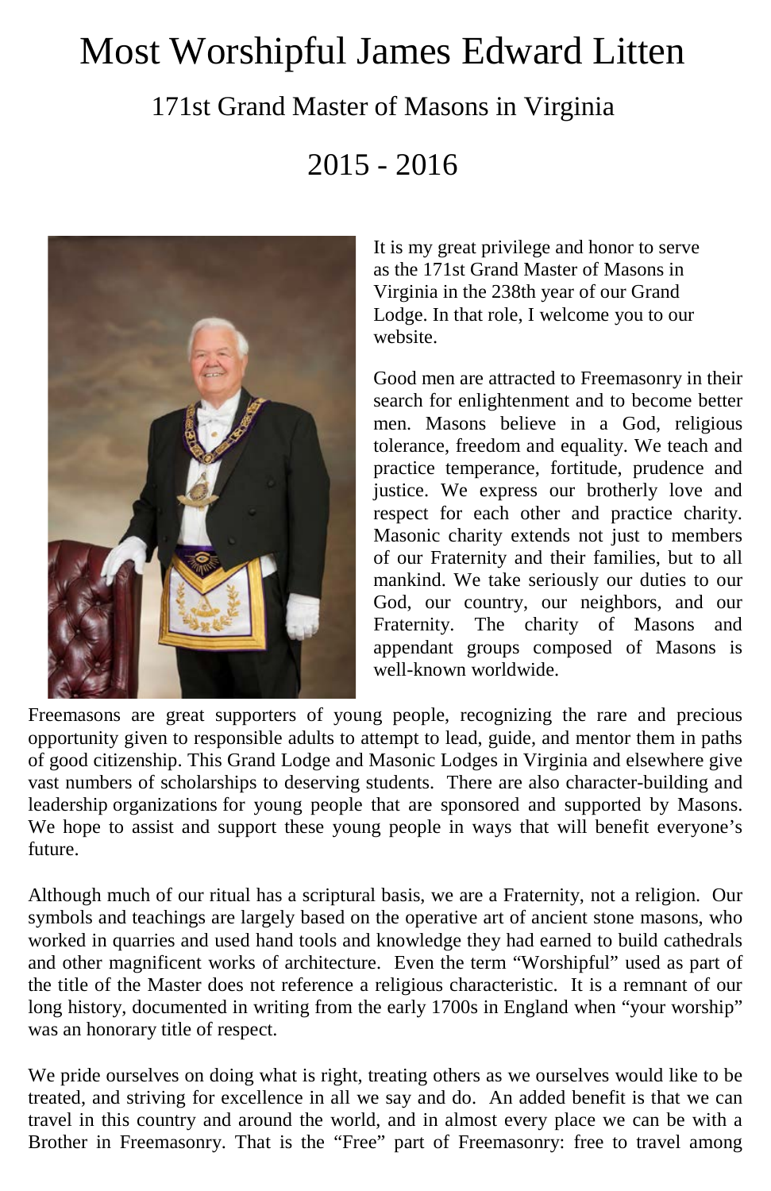# Most Worshipful James Edward Litten

## 171st Grand Master of Masons in Virginia

## 2015 - 2016

It is my great privilege and honor to serve as the 171st Grand Master of Masons in Virginia in the 238th year of our Grand Lodge. In that role, I welcome you to our website.

Good men are attracted to Freemasonry in their search for enlightenment and to become better men. Masons believe in a God, religious tolerance, freedom and equality. We teach and practice temperance, fortitude, prudence and justice. We express our brotherly love and respect for each other and practice charity. Masonic charity extends not just to members of our Fraternity and their families, but to all mankind. We take seriously our duties to our God, our country, our neighbors, and our Fraternity. The charity of Masons and appendant groups composed of Masons is well-known worldwide.

Freemasons are great supporters of young people, recognizing the rare and precious opportunity given to responsible adults to attempt to lead, guide, and mentor them in paths of good citizenship. This Grand Lodge and Masonic Lodges in Virginia and elsewhere give vast numbers of scholarships to deserving students. There are also character-building and leadership organizations for young people that are sponsored and supported by Masons. We hope to assist and support these young people in ways that will benefit everyone's future.

Although much of our ritual has a scriptural basis, we are a Fraternity, not a religion. Our symbols and teachings are largely based on the operative art of ancient stone masons, who worked in quarries and used hand tools and knowledge they had earned to build cathedrals and other magnificent works of architecture. Even the term "Worshipful" used as part of the title of the Master does not reference a religious characteristic. It is a remnant of our long history, documented in writing from the early 1700s in England when "your worship" was an honorary title of respect.

We pride ourselves on doing what is right, treating others as we ourselves would like to be treated, and striving for excellence in all we say and do. An added benefit is that we can travel in this country and around the world, and in almost every place we can be with a Brother in Freemasonry. That is the "Free" part of Freemasonry: free to travel among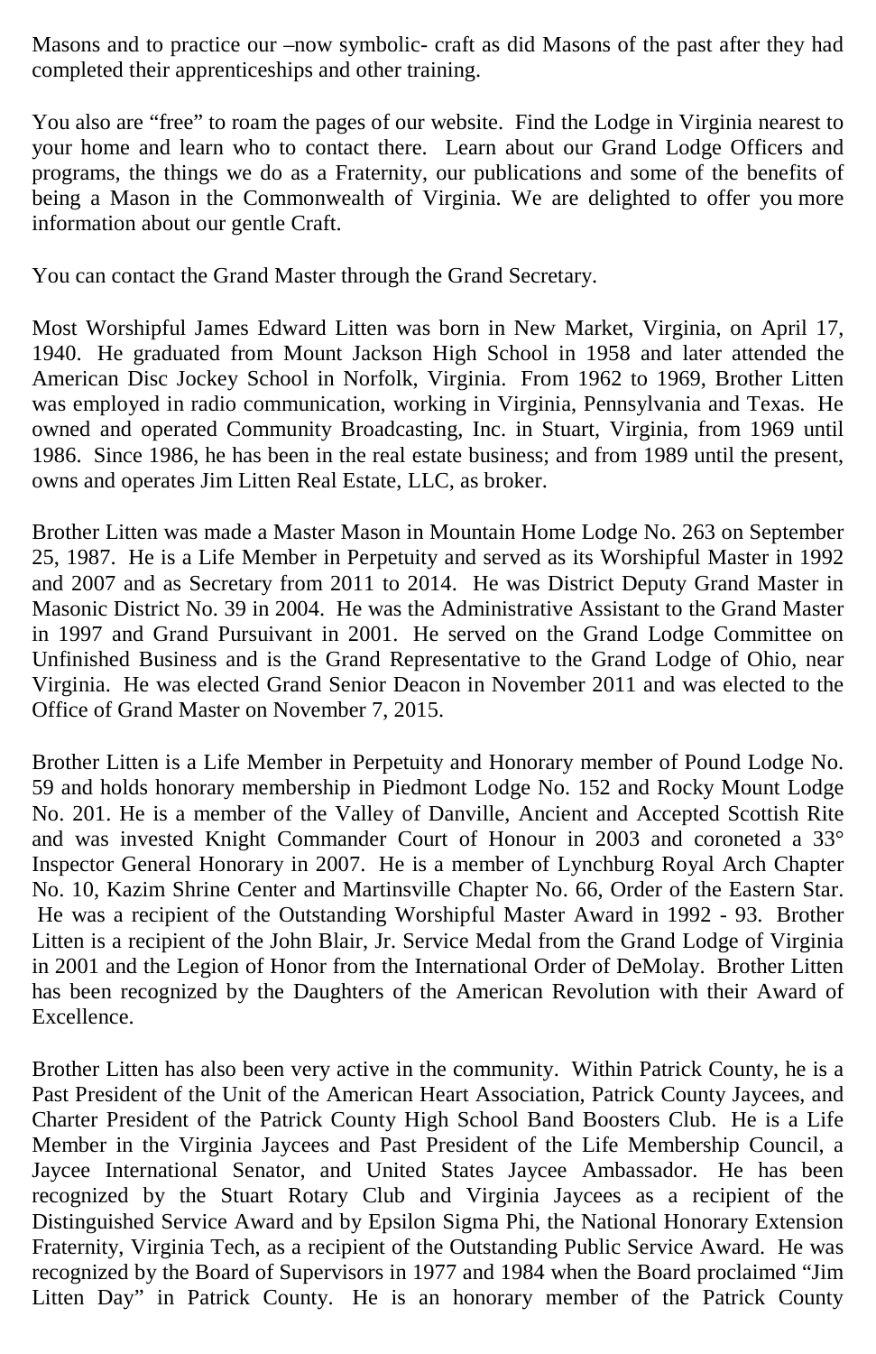Masons and to practice our –now symbolic- craft as did Masons of the past after they had completed their apprenticeships and other training.

You also are "free" to roam the pages of our website. Find the Lodge in Virginia nearest to your home and learn who to contact there. Learn about our Grand Lodge Officers and programs, the things we do as a Fraternity, our publications and some of the benefits of being a Mason in the Commonwealth of Virginia. We are delighted to offer you more information about our gentle Craft.

You can contact the Grand Master through the Grand Secretary.

Most Worshipful James Edward Litten was born in New Market, Virginia, on April 17, 1940. He graduated from Mount Jackson High School in 1958 and later attended the American Disc Jockey School in Norfolk, Virginia. From 1962 to 1969, Brother Litten was employed in radio communication, working in Virginia, Pennsylvania and Texas. He owned and operated Community Broadcasting, Inc. in Stuart, Virginia, from 1969 until 1986. Since 1986, he has been in the real estate business; and from 1989 until the present, owns and operates Jim Litten Real Estate, LLC, as broker.

Brother Litten was made a Master Mason in Mountain Home Lodge No. 263 on September 25, 1987. He is a Life Member in Perpetuity and served as its Worshipful Master in 1992 and 2007 and as Secretary from 2011 to 2014. He was District Deputy Grand Master in Masonic District No. 39 in 2004. He was the Administrative Assistant to the Grand Master in 1997 and Grand Pursuivant in 2001. He served on the Grand Lodge Committee on Unfinished Business and is the Grand Representative to the Grand Lodge of Ohio, near Virginia. He was elected Grand Senior Deacon in November 2011 and was elected to the Office of Grand Master on November 7, 2015.

Brother Litten is a Life Member in Perpetuity and Honorary member of Pound Lodge No. 59 and holds honorary membership in Piedmont Lodge No. 152 and Rocky Mount Lodge No. 201. He is a member of the Valley of Danville, Ancient and Accepted Scottish Rite and was invested Knight Commander Court of Honour in 2003 and coroneted a 33° Inspector General Honorary in 2007. He is a member of Lynchburg Royal Arch Chapter No. 10, Kazim Shrine Center and Martinsville Chapter No. 66, Order of the Eastern Star. He was a recipient of the Outstanding Worshipful Master Award in 1992 - 93. Brother Litten is a recipient of the John Blair, Jr. Service Medal from the Grand Lodge of Virginia in 2001 and the Legion of Honor from the International Order of DeMolay. Brother Litten has been recognized by the Daughters of the American Revolution with their Award of Excellence.

Brother Litten has also been very active in the community. Within Patrick County, he is a Past President of the Unit of the American Heart Association, Patrick County Jaycees, and Charter President of the Patrick County High School Band Boosters Club. He is a Life Member in the Virginia Jaycees and Past President of the Life Membership Council, a Jaycee International Senator, and United States Jaycee Ambassador. He has been recognized by the Stuart Rotary Club and Virginia Jaycees as a recipient of the Distinguished Service Award and by Epsilon Sigma Phi, the National Honorary Extension Fraternity, Virginia Tech, as a recipient of the Outstanding Public Service Award. He was recognized by the Board of Supervisors in 1977 and 1984 when the Board proclaimed "Jim Litten Day" in Patrick County. He is an honorary member of the Patrick County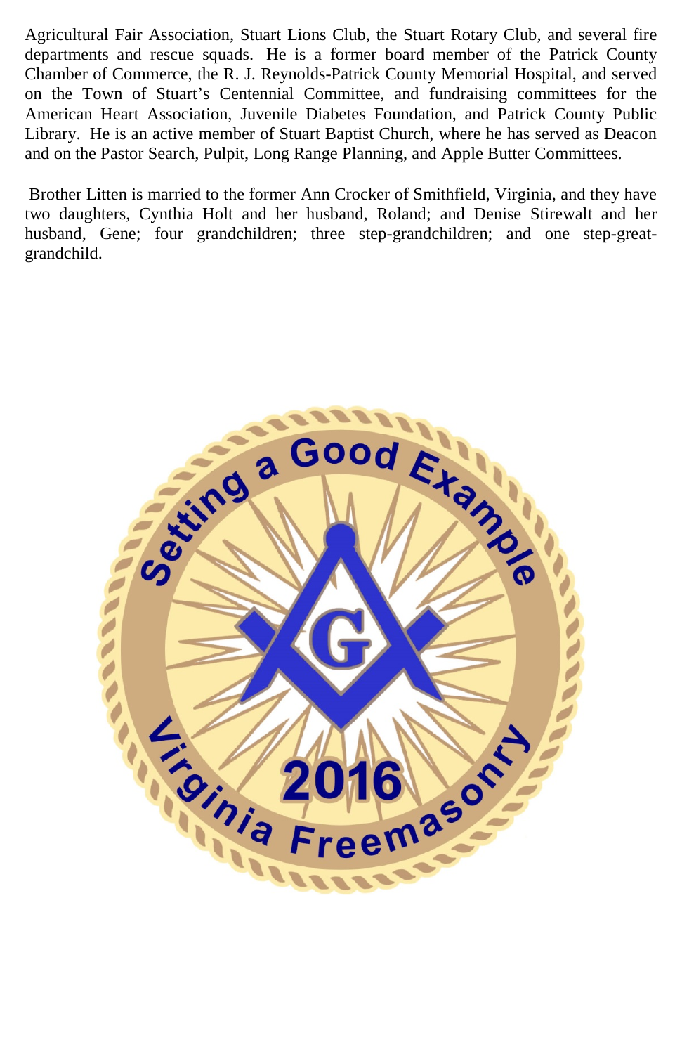Agricultural Fair Association, Stuart Lions Club, the Stuart Rotary Club, and several fire departments and rescue squads. He is a former board member of the Patrick County Chamber of Commerce, the R. J. Reynolds-Patrick County Memorial Hospital, and served on the Town of Stuart's Centennial Committee, and fundraising committees for the American Heart Association, Juvenile Diabetes Foundation, and Patrick County Public Library. He is an active member of Stuart Baptist Church, where he has served as Deacon and on the Pastor Search, Pulpit, Long Range Planning, and Apple Butter Committees.

Brother Litten is married to the former Ann Crocker of Smithfield, Virginia, and they have two daughters, Cynthia Holt and her husband, Roland; and Denise Stirewalt and her husband, Gene; four grandchildren; three step-grandchildren; and one step-great-grandchild.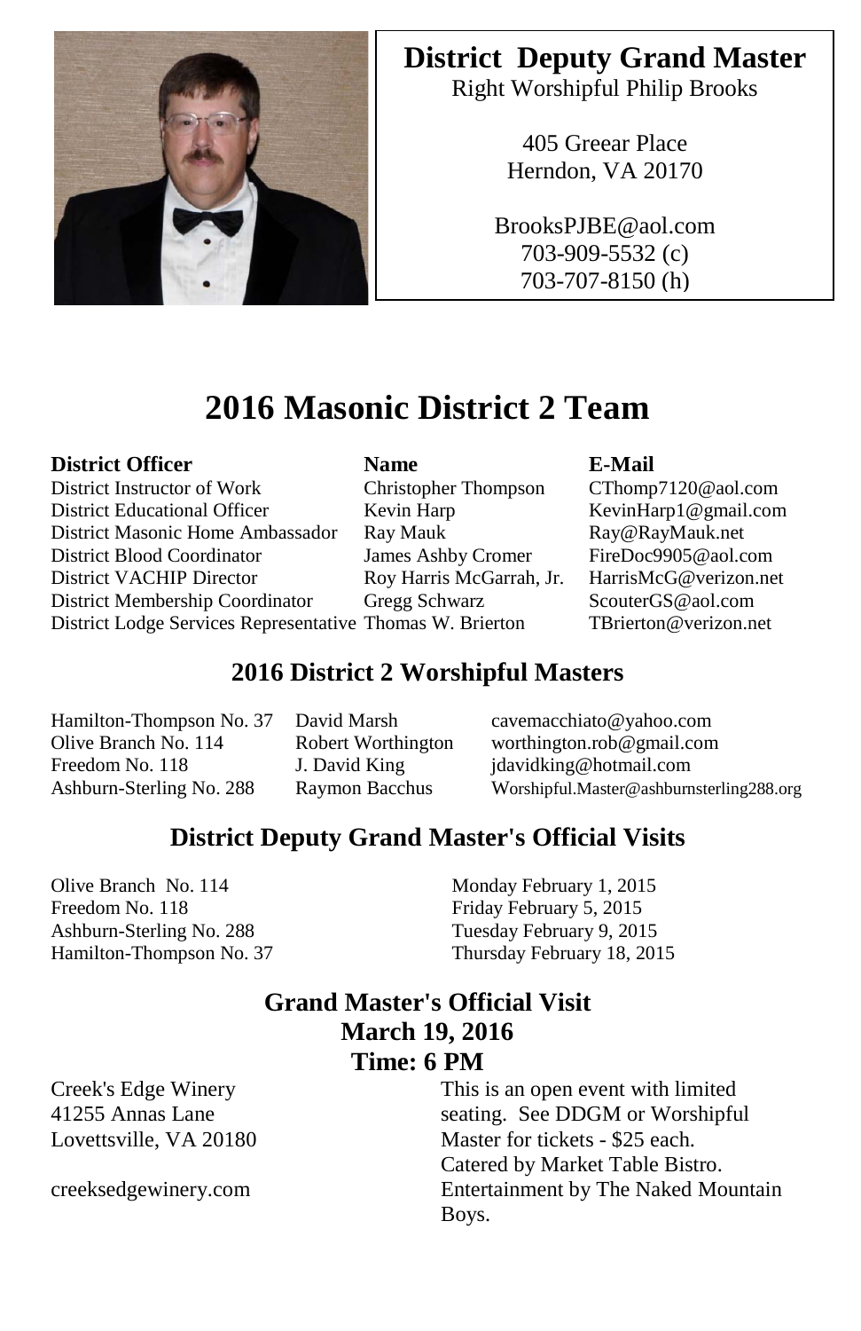## District Deputy Grand Master

Right Worshipful Philip Brooks

405 Greear Place
Herndon, VA 20170

BrooksPJBE@aol.com
703-909-5532 (c)
703-707-8150 (h)

# 2016 Masonic District 2 Team

| District Officer | Name | E-Mail |
| --- | --- | --- |
| District Instructor of Work | Christopher Thompson | CThomp7120@aol.com |
| District Educational Officer | Kevin Harp | KevinHarp1@gmail.com |
| District Masonic Home Ambassador | Ray Mauk | Ray@RayMauk.net |
| District Blood Coordinator | James Ashby Cromer | FireDoc9905@aol.com |
| District VACHIP Director | Roy Harris McGarrah, Jr. | HarrisMcG@verizon.net |
| District Membership Coordinator | Gregg Schwarz | ScouterGS@aol.com |
| District Lodge Services Representative | Thomas W. Brierton | TBrierton@verizon.net |

## 2016 District 2 Worshipful Masters

| | | |
| --- | --- | --- |
| Hamilton-Thompson No. 37 | David Marsh | cavemacchiato@yahoo.com |
| Olive Branch No. 114 | Robert Worthington | worthington.rob@gmail.com |
| Freedom No. 118 | J. David King | jdavidking@hotmail.com |
| Ashburn-Sterling No. 288 | Raymon Bacchus | Worshipful.Master@ashburnsterling288.org |

## District Deputy Grand Master's Official Visits

| | |
| --- | --- |
| Olive Branch No. 114 | Monday February 1, 2015 |
| Freedom No. 118 | Friday February 5, 2015 |
| Ashburn-Sterling No. 288 | Tuesday February 9, 2015 |
| Hamilton-Thompson No. 37 | Thursday February 18, 2015 |

## Grand Master's Official Visit
## March 19, 2016
## Time: 6 PM

Creek's Edge Winery
41255 Annas Lane
Lovettsville, VA 20180

creeksedgewinery.com

This is an open event with limited seating. See DDGM or Worshipful Master for tickets - $25 each. Catered by Market Table Bistro. Entertainment by The Naked Mountain Boys.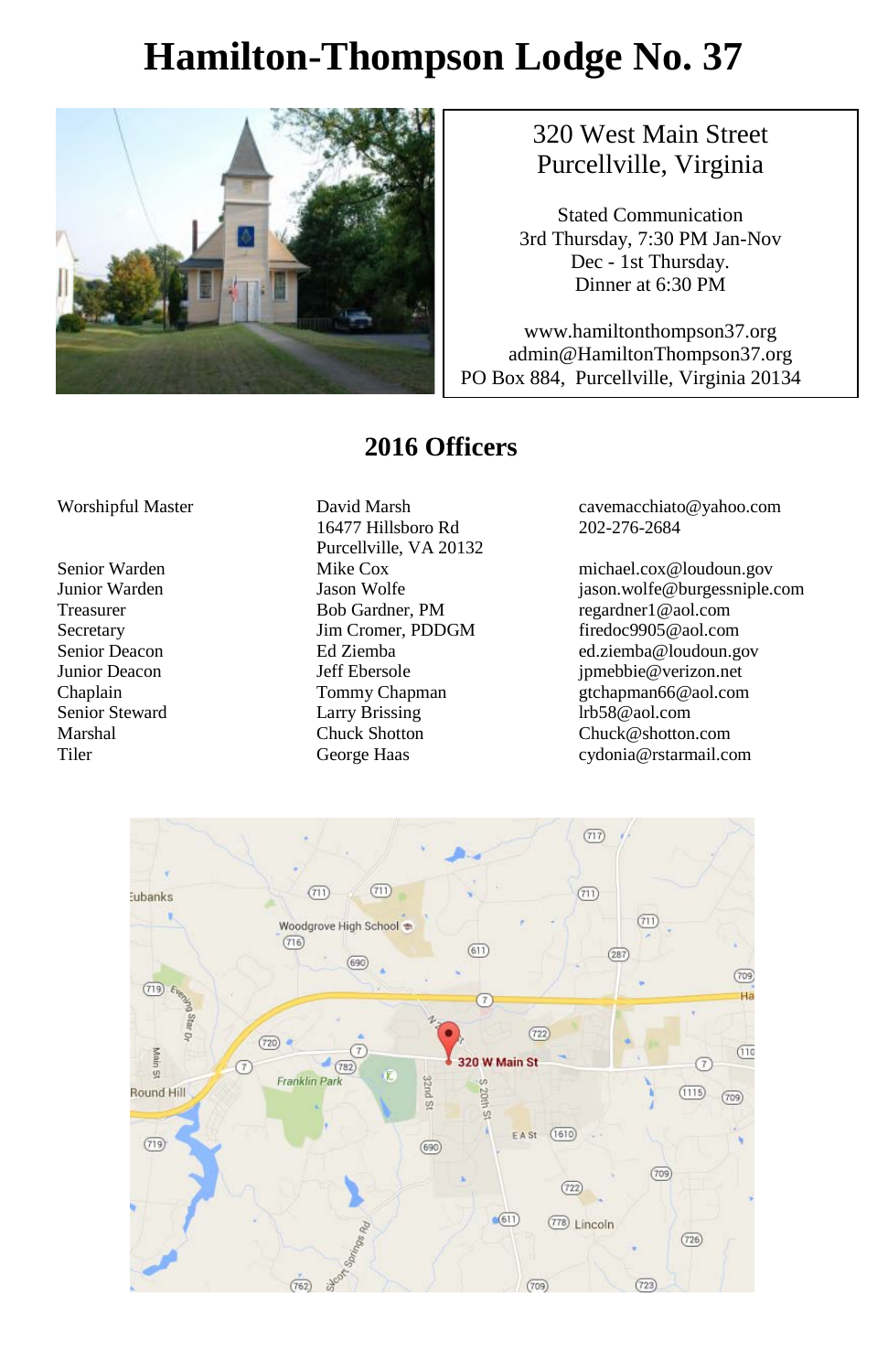# Hamilton-Thompson Lodge No. 37

320 West Main Street
Purcellville, Virginia

Stated Communication
3rd Thursday, 7:30 PM Jan-Nov
Dec - 1st Thursday.
Dinner at 6:30 PM

www.hamiltonthompson37.org
admin@HamiltonThompson37.org
PO Box 884, Purcellville, Virginia 20134

## 2016 Officers

| Office | Name | Contact |
|---|---|---|
| Worshipful Master | David Marsh<br>16477 Hillsboro Rd<br>Purcellville, VA 20132 | cavemacchiato@yahoo.com<br>202-276-2684 |
| Senior Warden | Mike Cox | michael.cox@loudoun.gov |
| Junior Warden | Jason Wolfe | jason.wolfe@burgessniple.com |
| Treasurer | Bob Gardner, PM | regardner1@aol.com |
| Secretary | Jim Cromer, PDDGM | firedoc9905@aol.com |
| Senior Deacon | Ed Ziemba | ed.ziemba@loudoun.gov |
| Junior Deacon | Jeff Ebersole | jpmebbie@verizon.net |
| Chaplain | Tommy Chapman | gtchapman66@aol.com |
| Senior Steward | Larry Brissing | lrb58@aol.com |
| Marshal | Chuck Shotton | Chuck@shotton.com |
| Tiler | George Haas | cydonia@rstarmail.com |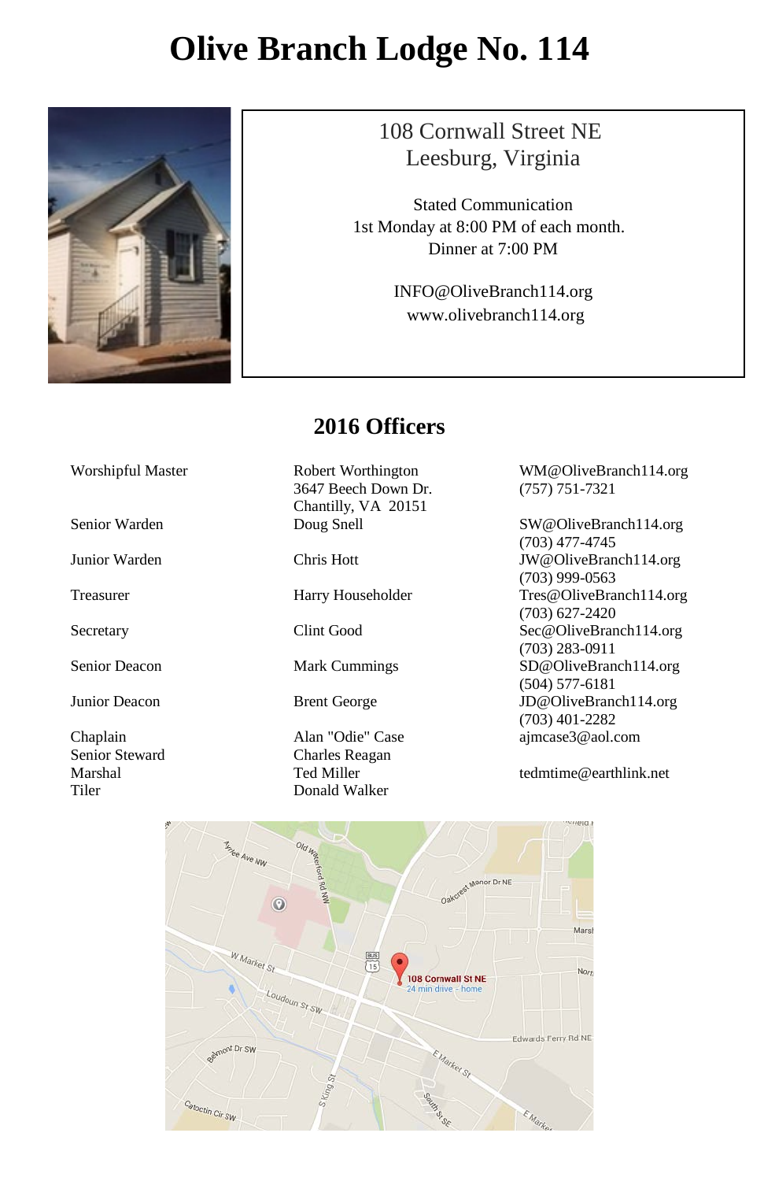# Olive Branch Lodge No. 114

108 Cornwall Street NE
Leesburg, Virginia

Stated Communication
1st Monday at 8:00 PM of each month.
Dinner at 7:00 PM

INFO@OliveBranch114.org
www.olivebranch114.org

## 2016 Officers

| Office | Name | Contact |
|---|---|---|
| Worshipful Master | Robert Worthington<br>3647 Beech Down Dr.<br>Chantilly, VA 20151 | WM@OliveBranch114.org<br>(757) 751-7321 |
| Senior Warden | Doug Snell | SW@OliveBranch114.org<br>(703) 477-4745 |
| Junior Warden | Chris Hott | JW@OliveBranch114.org<br>(703) 999-0563 |
| Treasurer | Harry Householder | Tres@OliveBranch114.org<br>(703) 627-2420 |
| Secretary | Clint Good | Sec@OliveBranch114.org<br>(703) 283-0911 |
| Senior Deacon | Mark Cummings | SD@OliveBranch114.org<br>(504) 577-6181 |
| Junior Deacon | Brent George | JD@OliveBranch114.org<br>(703) 401-2282 |
| Chaplain | Alan "Odie" Case | ajmcase3@aol.com |
| Senior Steward | Charles Reagan | |
| Marshal | Ted Miller | tedmtime@earthlink.net |
| Tiler | Donald Walker | |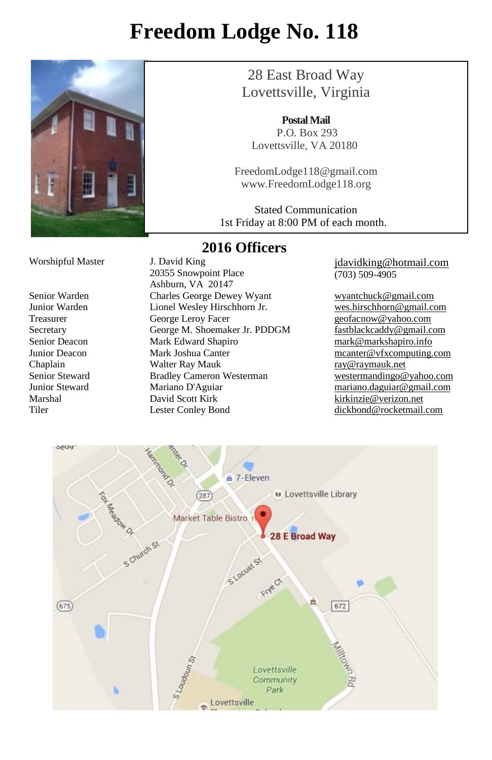# Freedom Lodge No. 118

28 East Broad Way
Lovettsville, Virginia

**Postal Mail**
P.O. Box 293
Lovettsville, VA 20180

FreedomLodge118@gmail.com
www.FreedomLodge118.org

Stated Communication
1st Friday at 8:00 PM of each month.

## 2016 Officers

| Office | Name | Contact |
|---|---|---|
| Worshipful Master | J. David King<br>20355 Snowpoint Place<br>Ashburn, VA 20147 | jdavidking@hotmail.com<br>(703) 509-4905 |
| Senior Warden | Charles George Dewey Wyant | wyantchuck@gmail.com |
| Junior Warden | Lionel Wesley Hirschhorn Jr. | wes.hirschhorn@gmail.com |
| Treasurer | George Leroy Facer | geofacnow@yahoo.com |
| Secretary | George M. Shoemaker Jr. PDDGM | fastblackcaddy@gmail.com |
| Senior Deacon | Mark Edward Shapiro | mark@markshapiro.info |
| Junior Deacon | Mark Joshua Canter | mcanter@vfxcomputing.com |
| Chaplain | Walter Ray Mauk | ray@raymauk.net |
| Senior Steward | Bradley Cameron Westerman | westermandingo@yahoo.com |
| Junior Steward | Mariano D'Aguiar | mariano.daguiar@gmail.com |
| Marshal | David Scott Kirk | kirkinzie@verizon.net |
| Tiler | Lester Conley Bond | dickbond@rocketmail.com |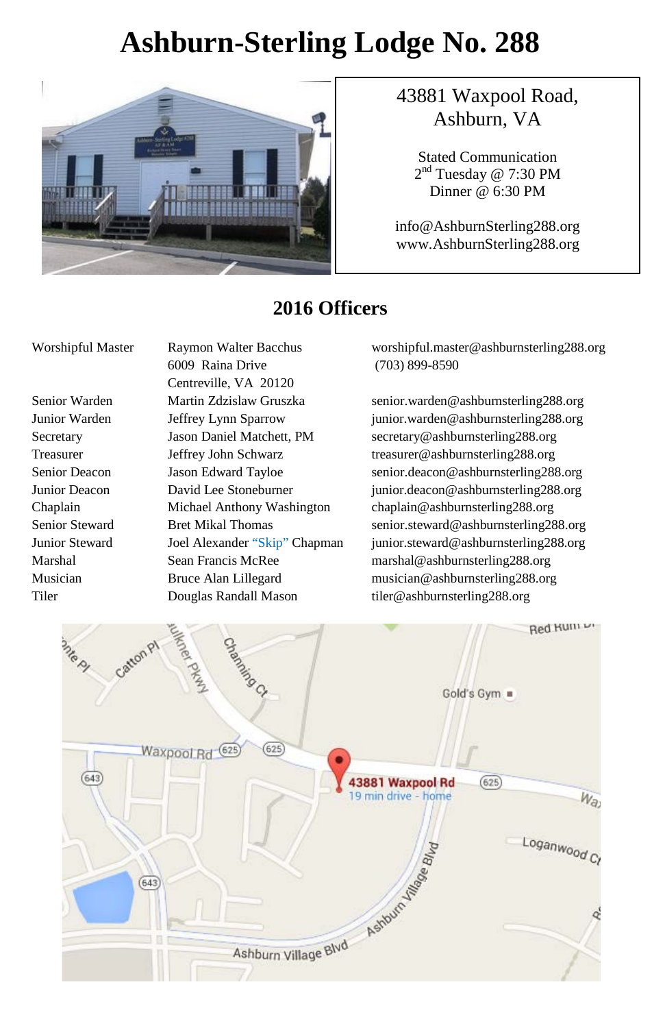# Ashburn-Sterling Lodge No. 288

43881 Waxpool Road,
Ashburn, VA

Stated Communication
2nd Tuesday @ 7:30 PM
Dinner @ 6:30 PM

info@AshburnSterling288.org
www.AshburnSterling288.org

## 2016 Officers

| Office | Name | Contact |
|---|---|---|
| Worshipful Master | Raymon Walter Bacchus<br>6009 Raina Drive<br>Centreville, VA 20120 | worshipful.master@ashburnsterling288.org<br>(703) 899-8590 |
| Senior Warden | Martin Zdzislaw Gruszka | senior.warden@ashburnsterling288.org |
| Junior Warden | Jeffrey Lynn Sparrow | junior.warden@ashburnsterling288.org |
| Secretary | Jason Daniel Matchett, PM | secretary@ashburnsterling288.org |
| Treasurer | Jeffrey John Schwarz | treasurer@ashburnsterling288.org |
| Senior Deacon | Jason Edward Tayloe | senior.deacon@ashburnsterling288.org |
| Junior Deacon | David Lee Stoneburner | junior.deacon@ashburnsterling288.org |
| Chaplain | Michael Anthony Washington | chaplain@ashburnsterling288.org |
| Senior Steward | Bret Mikal Thomas | senior.steward@ashburnsterling288.org |
| Junior Steward | Joel Alexander "Skip" Chapman | junior.steward@ashburnsterling288.org |
| Marshal | Sean Francis McRee | marshal@ashburnsterling288.org |
| Musician | Bruce Alan Lillegard | musician@ashburnsterling288.org |
| Tiler | Douglas Randall Mason | tiler@ashburnsterling288.org |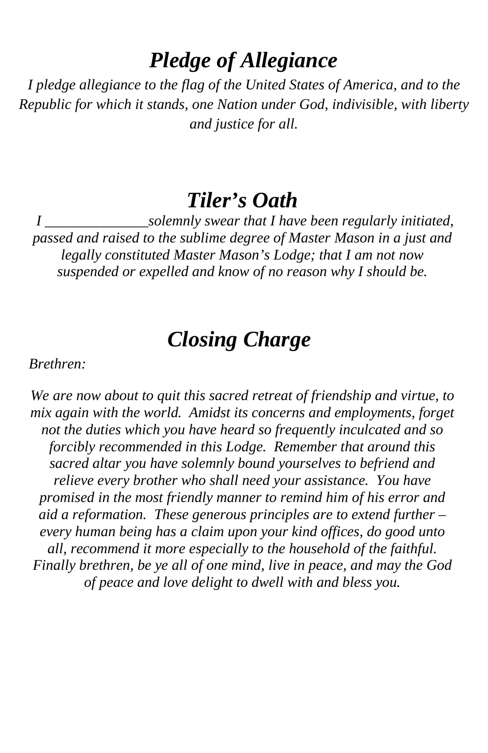## *Pledge of Allegiance*

*I pledge allegiance to the flag of the United States of America, and to the Republic for which it stands, one Nation under God, indivisible, with liberty and justice for all.*

## *Tiler's Oath*

*I ______________solemnly swear that I have been regularly initiated, passed and raised to the sublime degree of Master Mason in a just and legally constituted Master Mason's Lodge; that I am not now suspended or expelled and know of no reason why I should be.*

## *Closing Charge*

*Brethren:*

*We are now about to quit this sacred retreat of friendship and virtue, to mix again with the world. Amidst its concerns and employments, forget not the duties which you have heard so frequently inculcated and so forcibly recommended in this Lodge. Remember that around this sacred altar you have solemnly bound yourselves to befriend and relieve every brother who shall need your assistance. You have promised in the most friendly manner to remind him of his error and aid a reformation. These generous principles are to extend further – every human being has a claim upon your kind offices, do good unto all, recommend it more especially to the household of the faithful. Finally brethren, be ye all of one mind, live in peace, and may the God of peace and love delight to dwell with and bless you.*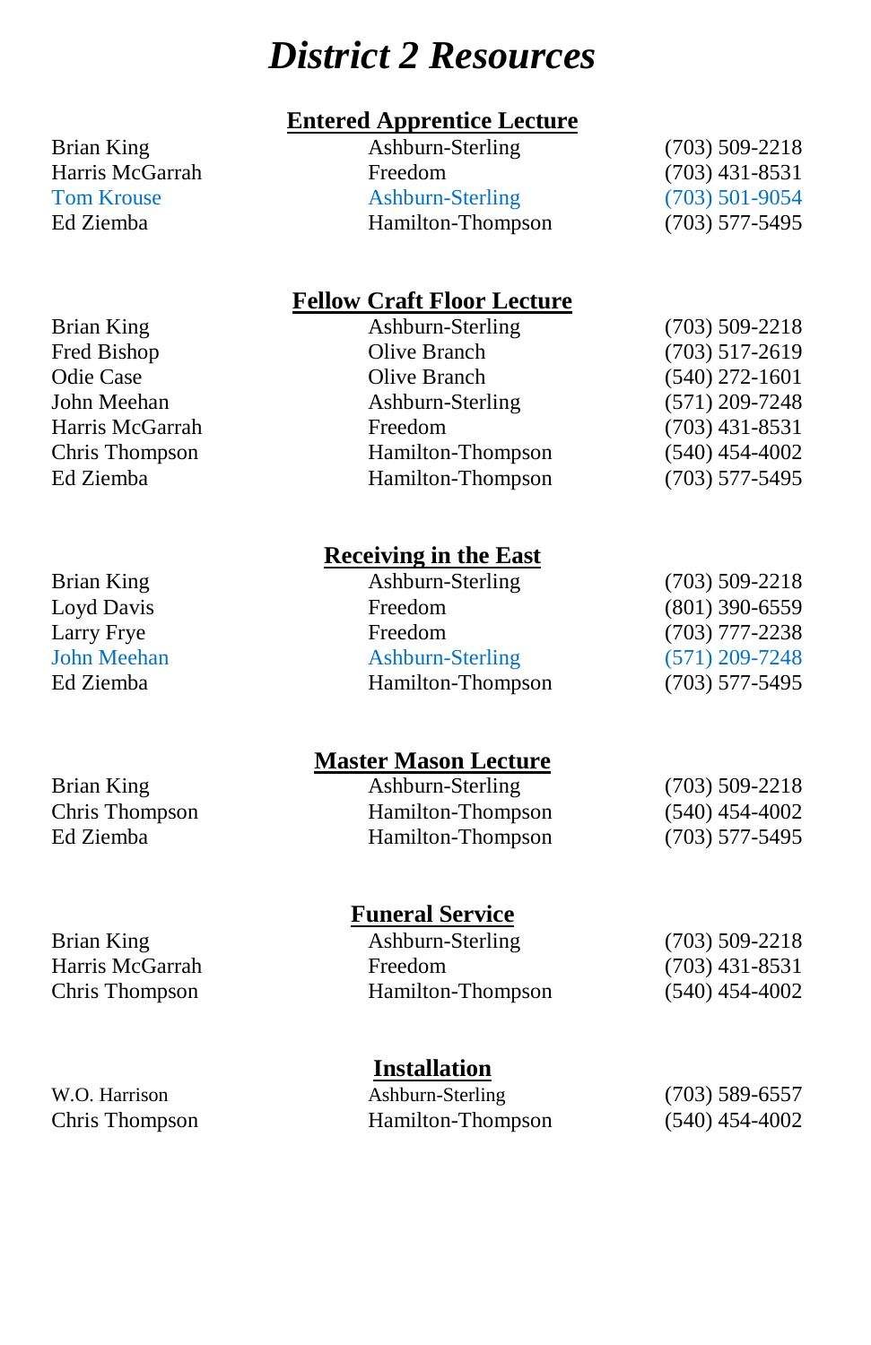# *District 2 Resources*

## Entered Apprentice Lecture

| | | |
|---|---|---|
| Brian King | Ashburn-Sterling | (703) 509-2218 |
| Harris McGarrah | Freedom | (703) 431-8531 |
| Tom Krouse | Ashburn-Sterling | (703) 501-9054 |
| Ed Ziemba | Hamilton-Thompson | (703) 577-5495 |

## Fellow Craft Floor Lecture

| | | |
|---|---|---|
| Brian King | Ashburn-Sterling | (703) 509-2218 |
| Fred Bishop | Olive Branch | (703) 517-2619 |
| Odie Case | Olive Branch | (540) 272-1601 |
| John Meehan | Ashburn-Sterling | (571) 209-7248 |
| Harris McGarrah | Freedom | (703) 431-8531 |
| Chris Thompson | Hamilton-Thompson | (540) 454-4002 |
| Ed Ziemba | Hamilton-Thompson | (703) 577-5495 |

## Receiving in the East

| | | |
|---|---|---|
| Brian King | Ashburn-Sterling | (703) 509-2218 |
| Loyd Davis | Freedom | (801) 390-6559 |
| Larry Frye | Freedom | (703) 777-2238 |
| John Meehan | Ashburn-Sterling | (571) 209-7248 |
| Ed Ziemba | Hamilton-Thompson | (703) 577-5495 |

## Master Mason Lecture

| | | |
|---|---|---|
| Brian King | Ashburn-Sterling | (703) 509-2218 |
| Chris Thompson | Hamilton-Thompson | (540) 454-4002 |
| Ed Ziemba | Hamilton-Thompson | (703) 577-5495 |

## Funeral Service

| | | |
|---|---|---|
| Brian King | Ashburn-Sterling | (703) 509-2218 |
| Harris McGarrah | Freedom | (703) 431-8531 |
| Chris Thompson | Hamilton-Thompson | (540) 454-4002 |

## Installation

| | | |
|---|---|---|
| W.O. Harrison | Ashburn-Sterling | (703) 589-6557 |
| Chris Thompson | Hamilton-Thompson | (540) 454-4002 |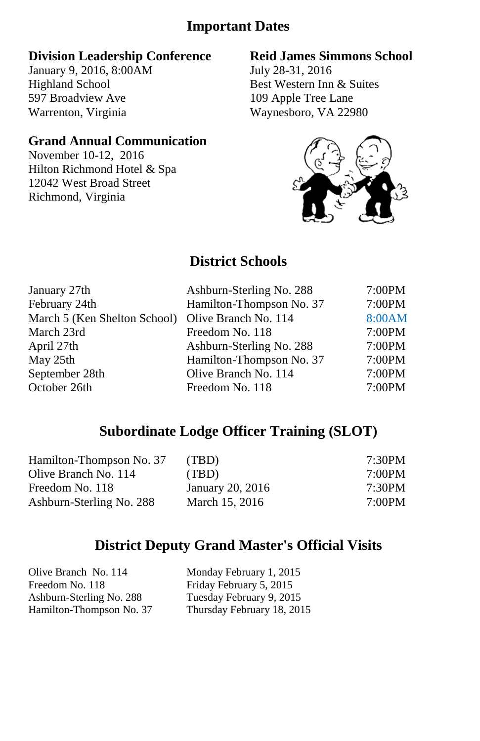# Important Dates

### Division Leadership Conference

January 9, 2016, 8:00AM
Highland School
597 Broadview Ave
Warrenton, Virginia

### Reid James Simmons School

July 28-31, 2016
Best Western Inn & Suites
109 Apple Tree Lane
Waynesboro, VA 22980

### Grand Annual Communication

November 10-12, 2016
Hilton Richmond Hotel & Spa
12042 West Broad Street
Richmond, Virginia

## District Schools

| | | |
|---|---|---|
| January 27th | Ashburn-Sterling No. 288 | 7:00PM |
| February 24th | Hamilton-Thompson No. 37 | 7:00PM |
| March 5 (Ken Shelton School) | Olive Branch No. 114 | 8:00AM |
| March 23rd | Freedom No. 118 | 7:00PM |
| April 27th | Ashburn-Sterling No. 288 | 7:00PM |
| May 25th | Hamilton-Thompson No. 37 | 7:00PM |
| September 28th | Olive Branch No. 114 | 7:00PM |
| October 26th | Freedom No. 118 | 7:00PM |

## Subordinate Lodge Officer Training (SLOT)

| | | |
|---|---|---|
| Hamilton-Thompson No. 37 | (TBD) | 7:30PM |
| Olive Branch No. 114 | (TBD) | 7:00PM |
| Freedom No. 118 | January 20, 2016 | 7:30PM |
| Ashburn-Sterling No. 288 | March 15, 2016 | 7:00PM |

## District Deputy Grand Master's Official Visits

| | |
|---|---|
| Olive Branch No. 114 | Monday February 1, 2015 |
| Freedom No. 118 | Friday February 5, 2015 |
| Ashburn-Sterling No. 288 | Tuesday February 9, 2015 |
| Hamilton-Thompson No. 37 | Thursday February 18, 2015 |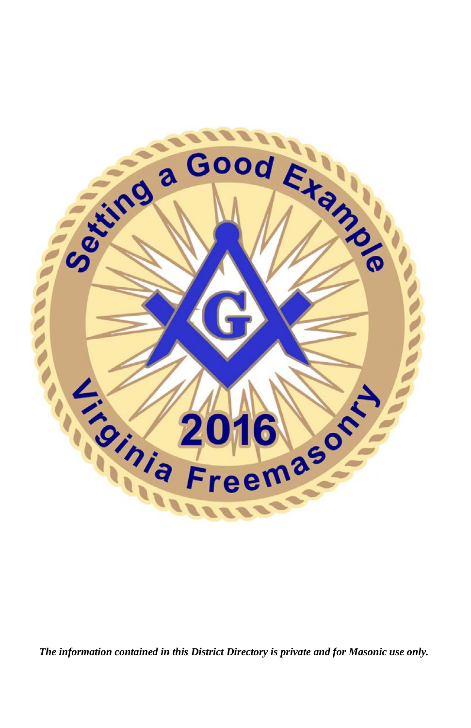Setting a Good Example

2016

Virginia Freemasonry

*The information contained in this District Directory is private and for Masonic use only.*